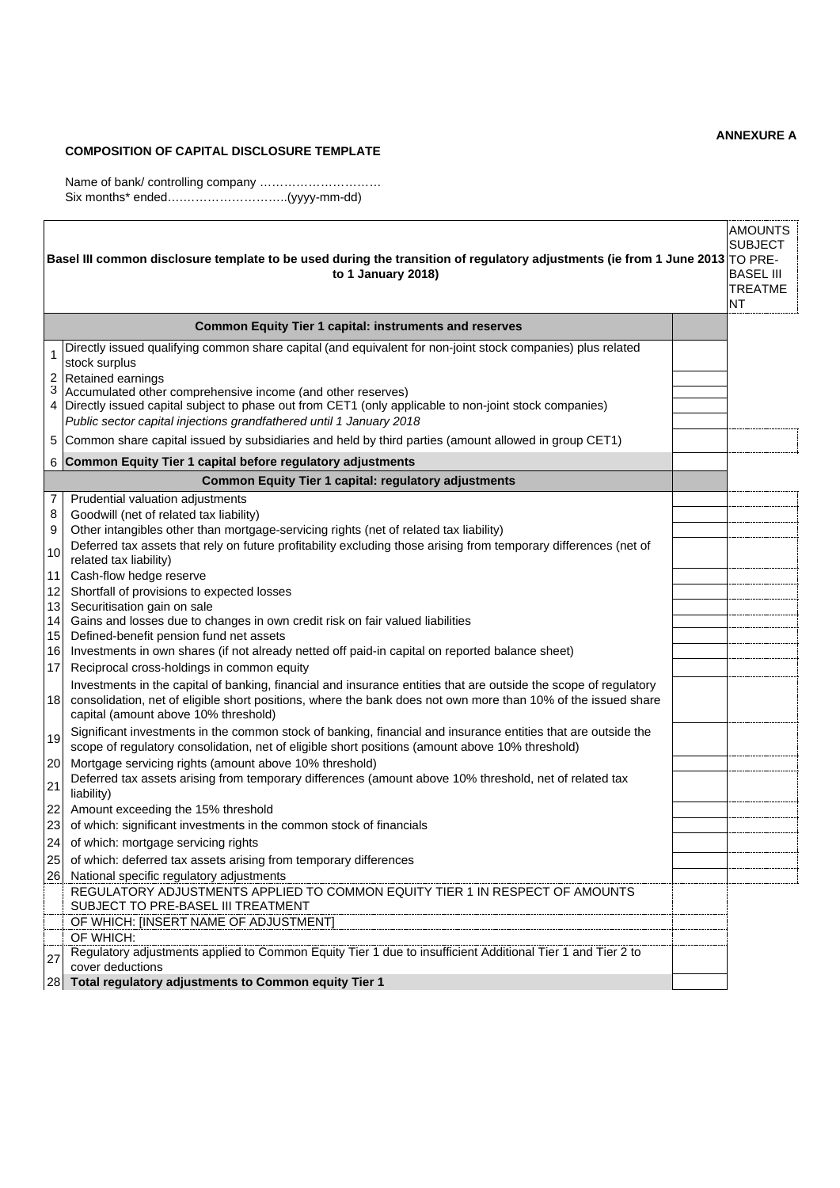**ANNEXURE A**

**COMPOSITION OF CAPITAL DISCLOSURE TEMPLATE**

Name of bank/ controlling company ………………………….
Six months* ended………………………..(yyyy-mm-dd)

| | **Basel III common disclosure template to be used during the transition of regulatory adjustments (ie from 1 June 2013 to 1 January 2018)** | | AMOUNTS SUBJECT TO PRE-BASEL III TREATMENT |
|---|---|---|---|
| | **Common Equity Tier 1 capital: instruments and reserves** | | |
| 1 | Directly issued qualifying common share capital (and equivalent for non-joint stock companies) plus related stock surplus | | |
| 2 | Retained earnings | | |
| 3 | Accumulated other comprehensive income (and other reserves) | | |
| 4 | Directly issued capital subject to phase out from CET1 (only applicable to non-joint stock companies) | | |
| | *Public sector capital injections grandfathered until 1 January 2018* | | |
| 5 | Common share capital issued by subsidiaries and held by third parties (amount allowed in group CET1) | | |
| 6 | **Common Equity Tier 1 capital before regulatory adjustments** | | |
| | **Common Equity Tier 1 capital: regulatory adjustments** | | |
| 7 | Prudential valuation adjustments | | |
| 8 | Goodwill (net of related tax liability) | | |
| 9 | Other intangibles other than mortgage-servicing rights (net of related tax liability) | | |
| 10 | Deferred tax assets that rely on future profitability excluding those arising from temporary differences (net of related tax liability) | | |
| 11 | Cash-flow hedge reserve | | |
| 12 | Shortfall of provisions to expected losses | | |
| 13 | Securitisation gain on sale | | |
| 14 | Gains and losses due to changes in own credit risk on fair valued liabilities | | |
| 15 | Defined-benefit pension fund net assets | | |
| 16 | Investments in own shares (if not already netted off paid-in capital on reported balance sheet) | | |
| 17 | Reciprocal cross-holdings in common equity | | |
| 18 | Investments in the capital of banking, financial and insurance entities that are outside the scope of regulatory consolidation, net of eligible short positions, where the bank does not own more than 10% of the issued share capital (amount above 10% threshold) | | |
| 19 | Significant investments in the common stock of banking, financial and insurance entities that are outside the scope of regulatory consolidation, net of eligible short positions (amount above 10% threshold) | | |
| 20 | Mortgage servicing rights (amount above 10% threshold) | | |
| 21 | Deferred tax assets arising from temporary differences (amount above 10% threshold, net of related tax liability) | | |
| 22 | Amount exceeding the 15% threshold | | |
| 23 | of which: significant investments in the common stock of financials | | |
| 24 | of which: mortgage servicing rights | | |
| 25 | of which: deferred tax assets arising from temporary differences | | |
| 26 | National specific regulatory adjustments | | |
| | REGULATORY ADJUSTMENTS APPLIED TO COMMON EQUITY TIER 1 IN RESPECT OF AMOUNTS SUBJECT TO PRE-BASEL III TREATMENT | | |
| | OF WHICH: [INSERT NAME OF ADJUSTMENT] | | |
| | OF WHICH: | | |
| 27 | Regulatory adjustments applied to Common Equity Tier 1 due to insufficient Additional Tier 1 and Tier 2 to cover deductions | | |
| 28 | **Total regulatory adjustments to Common equity Tier 1** | | |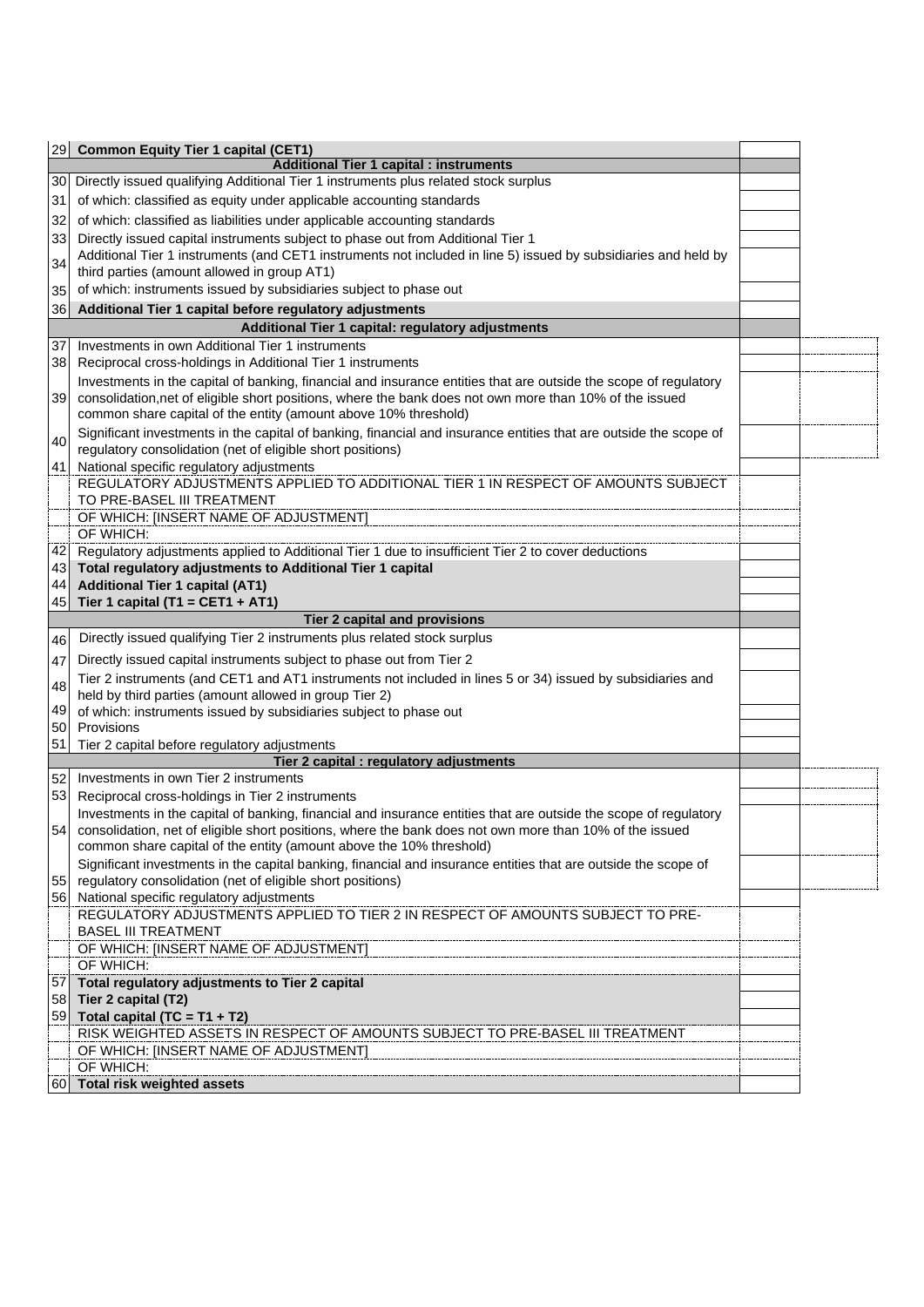| | | | |
|---|---|---|---|
| 29 | **Common Equity Tier 1 capital (CET1)** | | |
| | **Additional Tier 1 capital : instruments** | | |
| 30 | Directly issued qualifying Additional Tier 1 instruments plus related stock surplus | | |
| 31 | of which: classified as equity under applicable accounting standards | | |
| 32 | of which: classified as liabilities under applicable accounting standards | | |
| 33 | Directly issued capital instruments subject to phase out from Additional Tier 1 | | |
| 34 | Additional Tier 1 instruments (and CET1 instruments not included in line 5) issued by subsidiaries and held by third parties (amount allowed in group AT1) | | |
| 35 | of which: instruments issued by subsidiaries subject to phase out | | |
| 36 | **Additional Tier 1 capital before regulatory adjustments** | | |
| | **Additional Tier 1 capital: regulatory adjustments** | | |
| 37 | Investments in own Additional Tier 1 instruments | | |
| 38 | Reciprocal cross-holdings in Additional Tier 1 instruments | | |
| 39 | Investments in the capital of banking, financial and insurance entities that are outside the scope of regulatory consolidation,net of eligible short positions, where the bank does not own more than 10% of the issued common share capital of the entity (amount above 10% threshold) | | |
| 40 | Significant investments in the capital of banking, financial and insurance entities that are outside the scope of regulatory consolidation (net of eligible short positions) | | |
| 41 | National specific regulatory adjustments | | |
| | REGULATORY ADJUSTMENTS APPLIED TO ADDITIONAL TIER 1 IN RESPECT OF AMOUNTS SUBJECT TO PRE-BASEL III TREATMENT | | |
| | OF WHICH: [INSERT NAME OF ADJUSTMENT] | | |
| | OF WHICH: | | |
| 42 | Regulatory adjustments applied to Additional Tier 1 due to insufficient Tier 2 to cover deductions | | |
| 43 | **Total regulatory adjustments to Additional Tier 1 capital** | | |
| 44 | **Additional Tier 1 capital (AT1)** | | |
| 45 | **Tier 1 capital (T1 = CET1 + AT1)** | | |
| | **Tier 2 capital and provisions** | | |
| 46 | Directly issued qualifying Tier 2 instruments plus related stock surplus | | |
| 47 | Directly issued capital instruments subject to phase out from Tier 2 | | |
| 48 | Tier 2 instruments (and CET1 and AT1 instruments not included in lines 5 or 34) issued by subsidiaries and held by third parties (amount allowed in group Tier 2) | | |
| 49 | of which: instruments issued by subsidiaries subject to phase out | | |
| 50 | Provisions | | |
| 51 | Tier 2 capital before regulatory adjustments | | |
| | **Tier 2 capital : regulatory adjustments** | | |
| 52 | Investments in own Tier 2 instruments | | |
| 53 | Reciprocal cross-holdings in Tier 2 instruments | | |
| 54 | Investments in the capital of banking, financial and insurance entities that are outside the scope of regulatory consolidation, net of eligible short positions, where the bank does not own more than 10% of the issued common share capital of the entity (amount above the 10% threshold) | | |
| 55 | Significant investments in the capital banking, financial and insurance entities that are outside the scope of regulatory consolidation (net of eligible short positions) | | |
| 56 | National specific regulatory adjustments | | |
| | REGULATORY ADJUSTMENTS APPLIED TO TIER 2 IN RESPECT OF AMOUNTS SUBJECT TO PRE-BASEL III TREATMENT | | |
| | OF WHICH: [INSERT NAME OF ADJUSTMENT] | | |
| | OF WHICH: | | |
| 57 | **Total regulatory adjustments to Tier 2 capital** | | |
| 58 | **Tier 2 capital (T2)** | | |
| 59 | **Total capital (TC = T1 + T2)** | | |
| | RISK WEIGHTED ASSETS IN RESPECT OF AMOUNTS SUBJECT TO PRE-BASEL III TREATMENT | | |
| | OF WHICH: [INSERT NAME OF ADJUSTMENT] | | |
| | OF WHICH: | | |
| 60 | **Total risk weighted assets** | | |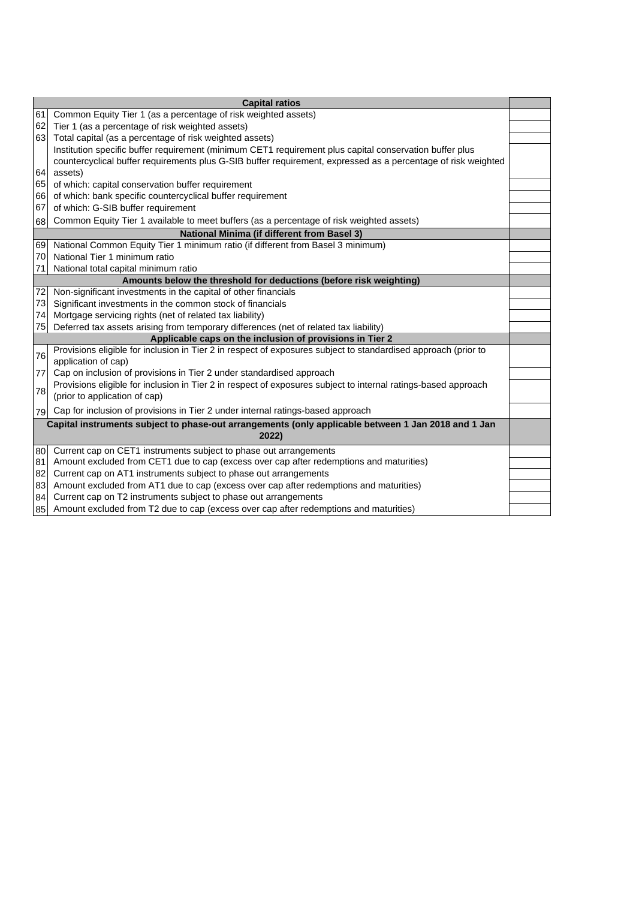| | Capital ratios | |
|---|---|---|
| 61 | Common Equity Tier 1 (as a percentage of risk weighted assets) | |
| 62 | Tier 1 (as a percentage of risk weighted assets) | |
| 63 | Total capital (as a percentage of risk weighted assets) | |
| 64 | Institution specific buffer requirement (minimum CET1 requirement plus capital conservation buffer plus countercyclical buffer requirements plus G-SIB buffer requirement, expressed as a percentage of risk weighted assets) | |
| 65 | of which: capital conservation buffer requirement | |
| 66 | of which: bank specific countercyclical buffer requirement | |
| 67 | of which: G-SIB buffer requirement | |
| 68 | Common Equity Tier 1 available to meet buffers (as a percentage of risk weighted assets) | |
| | **National Minima (if different from Basel 3)** | |
| 69 | National Common Equity Tier 1 minimum ratio (if different from Basel 3 minimum) | |
| 70 | National Tier 1 minimum ratio | |
| 71 | National total capital minimum ratio | |
| | **Amounts below the threshold for deductions (before risk weighting)** | |
| 72 | Non-significant investments in the capital of other financials | |
| 73 | Significant investments in the common stock of financials | |
| 74 | Mortgage servicing rights (net of related tax liability) | |
| 75 | Deferred tax assets arising from temporary differences (net of related tax liability) | |
| | **Applicable caps on the inclusion of provisions in Tier 2** | |
| 76 | Provisions eligible for inclusion in Tier 2 in respect of exposures subject to standardised approach (prior to application of cap) | |
| 77 | Cap on inclusion of provisions in Tier 2 under standardised approach | |
| 78 | Provisions eligible for inclusion in Tier 2 in respect of exposures subject to internal ratings-based approach (prior to application of cap) | |
| 79 | Cap for inclusion of provisions in Tier 2 under internal ratings-based approach | |
| | **Capital instruments subject to phase-out arrangements (only applicable between 1 Jan 2018 and 1 Jan 2022)** | |
| 80 | Current cap on CET1 instruments subject to phase out arrangements | |
| 81 | Amount excluded from CET1 due to cap (excess over cap after redemptions and maturities) | |
| 82 | Current cap on AT1 instruments subject to phase out arrangements | |
| 83 | Amount excluded from AT1 due to cap (excess over cap after redemptions and maturities) | |
| 84 | Current cap on T2 instruments subject to phase out arrangements | |
| 85 | Amount excluded from T2 due to cap (excess over cap after redemptions and maturities) | |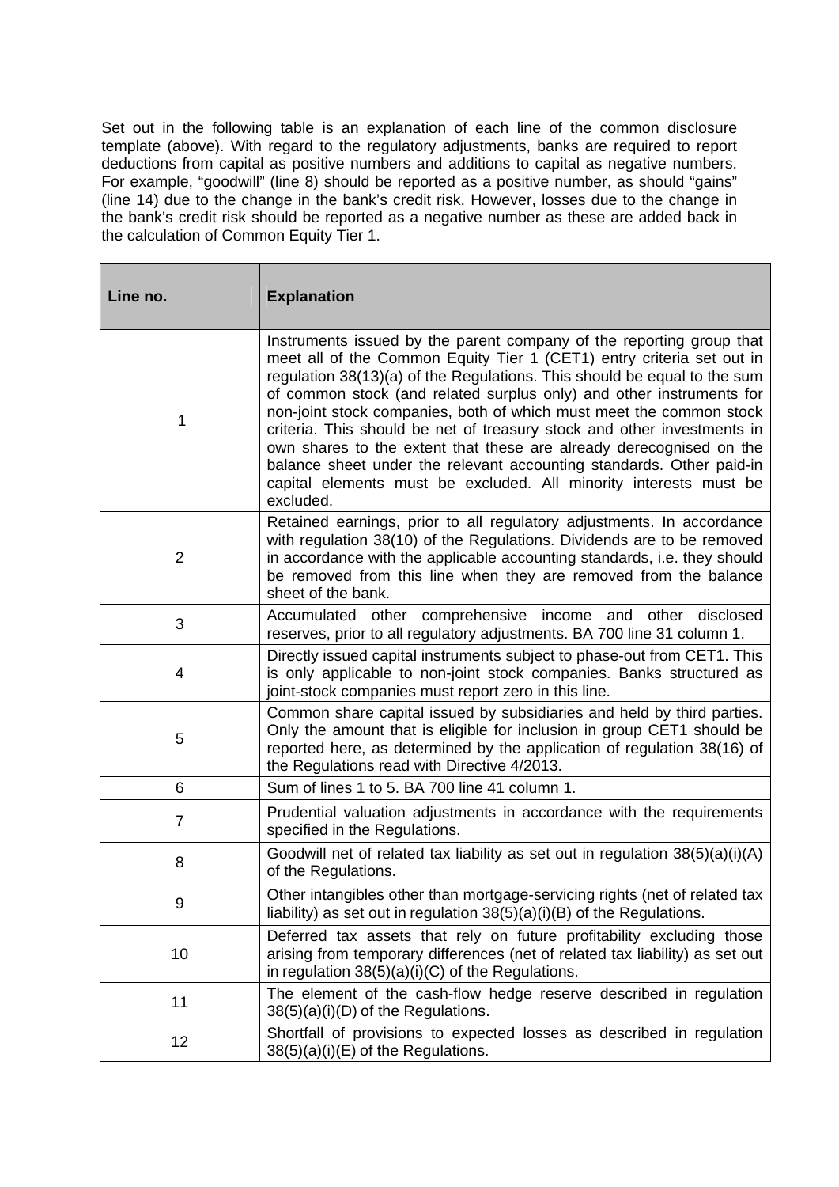Set out in the following table is an explanation of each line of the common disclosure template (above). With regard to the regulatory adjustments, banks are required to report deductions from capital as positive numbers and additions to capital as negative numbers. For example, "goodwill" (line 8) should be reported as a positive number, as should "gains" (line 14) due to the change in the bank's credit risk. However, losses due to the change in the bank's credit risk should be reported as a negative number as these are added back in the calculation of Common Equity Tier 1.

| Line no. | Explanation |
|---|---|
| 1 | Instruments issued by the parent company of the reporting group that meet all of the Common Equity Tier 1 (CET1) entry criteria set out in regulation 38(13)(a) of the Regulations. This should be equal to the sum of common stock (and related surplus only) and other instruments for non-joint stock companies, both of which must meet the common stock criteria. This should be net of treasury stock and other investments in own shares to the extent that these are already derecognised on the balance sheet under the relevant accounting standards. Other paid-in capital elements must be excluded. All minority interests must be excluded. |
| 2 | Retained earnings, prior to all regulatory adjustments. In accordance with regulation 38(10) of the Regulations. Dividends are to be removed in accordance with the applicable accounting standards, i.e. they should be removed from this line when they are removed from the balance sheet of the bank. |
| 3 | Accumulated other comprehensive income and other disclosed reserves, prior to all regulatory adjustments. BA 700 line 31 column 1. |
| 4 | Directly issued capital instruments subject to phase-out from CET1. This is only applicable to non-joint stock companies. Banks structured as joint-stock companies must report zero in this line. |
| 5 | Common share capital issued by subsidiaries and held by third parties. Only the amount that is eligible for inclusion in group CET1 should be reported here, as determined by the application of regulation 38(16) of the Regulations read with Directive 4/2013. |
| 6 | Sum of lines 1 to 5. BA 700 line 41 column 1. |
| 7 | Prudential valuation adjustments in accordance with the requirements specified in the Regulations. |
| 8 | Goodwill net of related tax liability as set out in regulation 38(5)(a)(i)(A) of the Regulations. |
| 9 | Other intangibles other than mortgage-servicing rights (net of related tax liability) as set out in regulation 38(5)(a)(i)(B) of the Regulations. |
| 10 | Deferred tax assets that rely on future profitability excluding those arising from temporary differences (net of related tax liability) as set out in regulation 38(5)(a)(i)(C) of the Regulations. |
| 11 | The element of the cash-flow hedge reserve described in regulation 38(5)(a)(i)(D) of the Regulations. |
| 12 | Shortfall of provisions to expected losses as described in regulation 38(5)(a)(i)(E) of the Regulations. |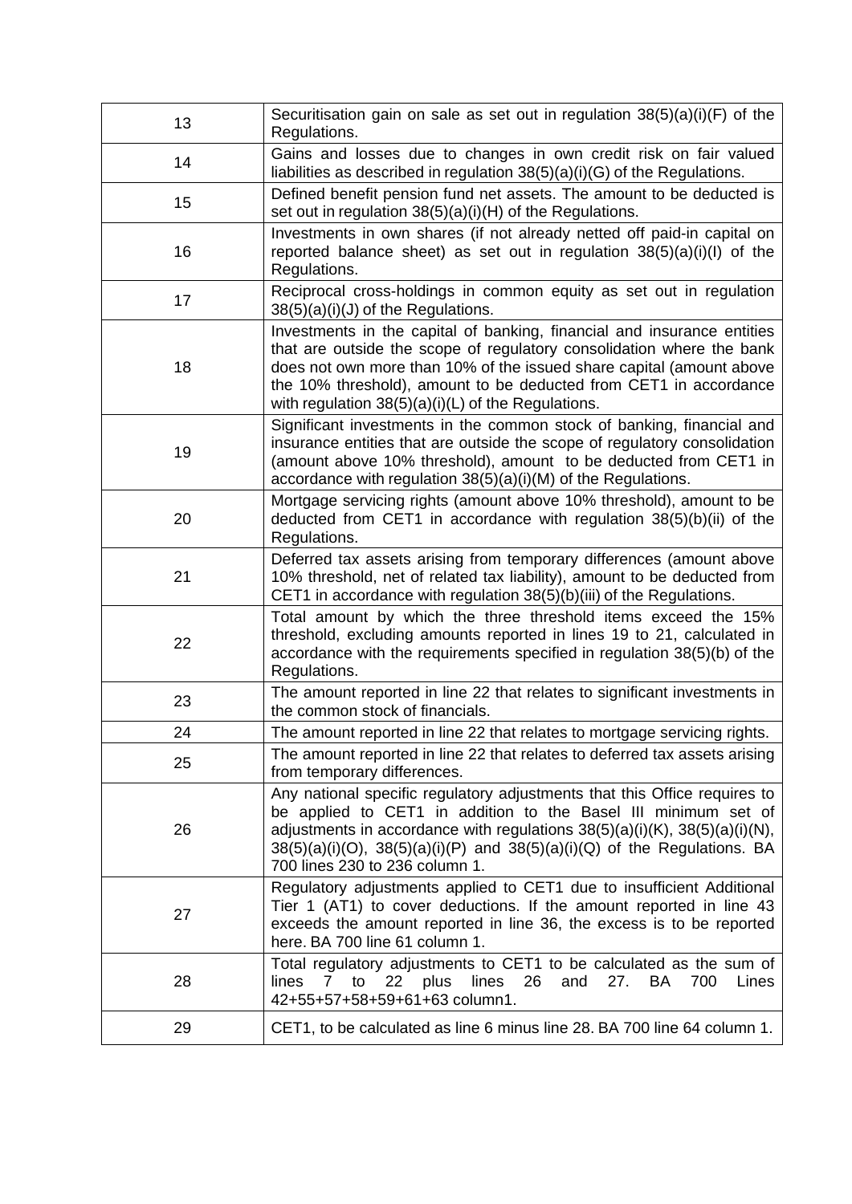| | |
|---|---|
| 13 | Securitisation gain on sale as set out in regulation 38(5)(a)(i)(F) of the Regulations. |
| 14 | Gains and losses due to changes in own credit risk on fair valued liabilities as described in regulation 38(5)(a)(i)(G) of the Regulations. |
| 15 | Defined benefit pension fund net assets. The amount to be deducted is set out in regulation 38(5)(a)(i)(H) of the Regulations. |
| 16 | Investments in own shares (if not already netted off paid-in capital on reported balance sheet) as set out in regulation 38(5)(a)(i)(I) of the Regulations. |
| 17 | Reciprocal cross-holdings in common equity as set out in regulation 38(5)(a)(i)(J) of the Regulations. |
| 18 | Investments in the capital of banking, financial and insurance entities that are outside the scope of regulatory consolidation where the bank does not own more than 10% of the issued share capital (amount above the 10% threshold), amount to be deducted from CET1 in accordance with regulation 38(5)(a)(i)(L) of the Regulations. |
| 19 | Significant investments in the common stock of banking, financial and insurance entities that are outside the scope of regulatory consolidation (amount above 10% threshold), amount to be deducted from CET1 in accordance with regulation 38(5)(a)(i)(M) of the Regulations. |
| 20 | Mortgage servicing rights (amount above 10% threshold), amount to be deducted from CET1 in accordance with regulation 38(5)(b)(ii) of the Regulations. |
| 21 | Deferred tax assets arising from temporary differences (amount above 10% threshold, net of related tax liability), amount to be deducted from CET1 in accordance with regulation 38(5)(b)(iii) of the Regulations. |
| 22 | Total amount by which the three threshold items exceed the 15% threshold, excluding amounts reported in lines 19 to 21, calculated in accordance with the requirements specified in regulation 38(5)(b) of the Regulations. |
| 23 | The amount reported in line 22 that relates to significant investments in the common stock of financials. |
| 24 | The amount reported in line 22 that relates to mortgage servicing rights. |
| 25 | The amount reported in line 22 that relates to deferred tax assets arising from temporary differences. |
| 26 | Any national specific regulatory adjustments that this Office requires to be applied to CET1 in addition to the Basel III minimum set of adjustments in accordance with regulations 38(5)(a)(i)(K), 38(5)(a)(i)(N), 38(5)(a)(i)(O), 38(5)(a)(i)(P) and 38(5)(a)(i)(Q) of the Regulations. BA 700 lines 230 to 236 column 1. |
| 27 | Regulatory adjustments applied to CET1 due to insufficient Additional Tier 1 (AT1) to cover deductions. If the amount reported in line 43 exceeds the amount reported in line 36, the excess is to be reported here. BA 700 line 61 column 1. |
| 28 | Total regulatory adjustments to CET1 to be calculated as the sum of lines 7 to 22 plus lines 26 and 27. BA 700 Lines 42+55+57+58+59+61+63 column1. |
| 29 | CET1, to be calculated as line 6 minus line 28. BA 700 line 64 column 1. |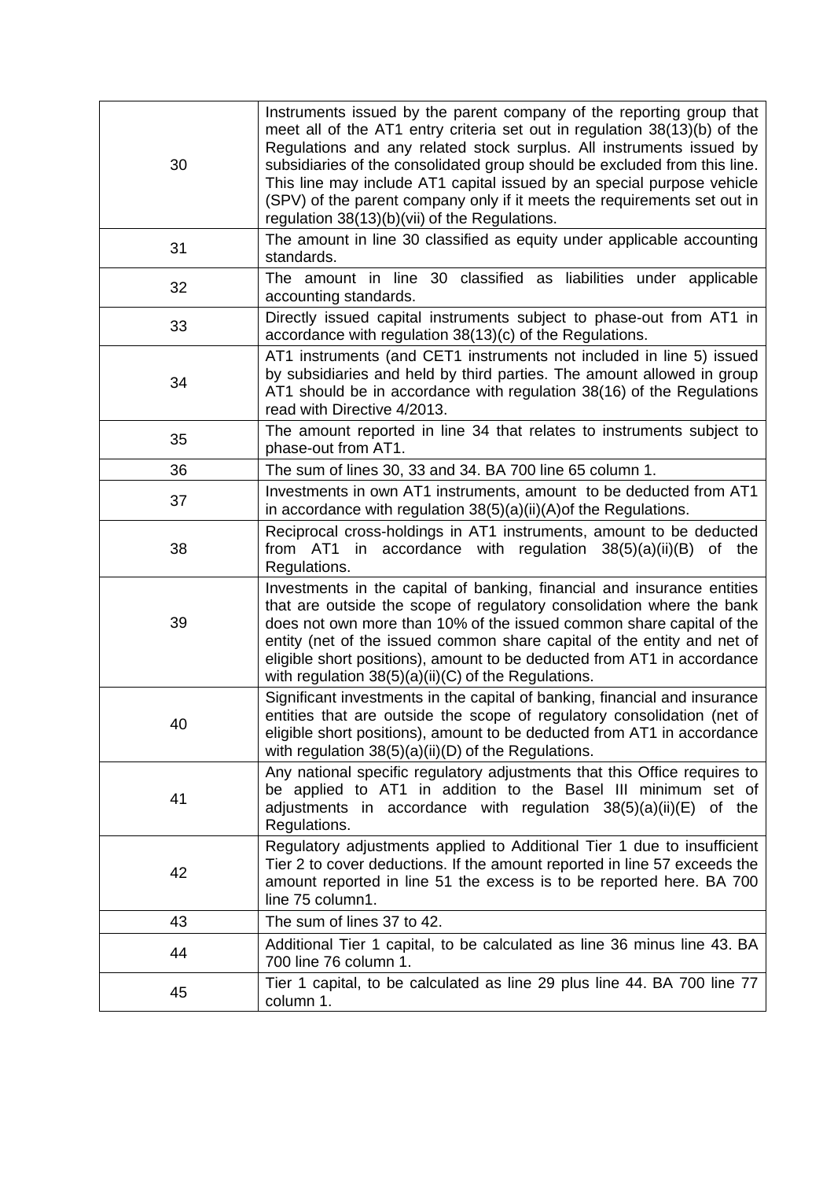| | |
|---|---|
| 30 | Instruments issued by the parent company of the reporting group that meet all of the AT1 entry criteria set out in regulation 38(13)(b) of the Regulations and any related stock surplus. All instruments issued by subsidiaries of the consolidated group should be excluded from this line. This line may include AT1 capital issued by an special purpose vehicle (SPV) of the parent company only if it meets the requirements set out in regulation 38(13)(b)(vii) of the Regulations. |
| 31 | The amount in line 30 classified as equity under applicable accounting standards. |
| 32 | The amount in line 30 classified as liabilities under applicable accounting standards. |
| 33 | Directly issued capital instruments subject to phase-out from AT1 in accordance with regulation 38(13)(c) of the Regulations. |
| 34 | AT1 instruments (and CET1 instruments not included in line 5) issued by subsidiaries and held by third parties. The amount allowed in group AT1 should be in accordance with regulation 38(16) of the Regulations read with Directive 4/2013. |
| 35 | The amount reported in line 34 that relates to instruments subject to phase-out from AT1. |
| 36 | The sum of lines 30, 33 and 34. BA 700 line 65 column 1. |
| 37 | Investments in own AT1 instruments, amount to be deducted from AT1 in accordance with regulation 38(5)(a)(ii)(A)of the Regulations. |
| 38 | Reciprocal cross-holdings in AT1 instruments, amount to be deducted from AT1 in accordance with regulation 38(5)(a)(ii)(B) of the Regulations. |
| 39 | Investments in the capital of banking, financial and insurance entities that are outside the scope of regulatory consolidation where the bank does not own more than 10% of the issued common share capital of the entity (net of the issued common share capital of the entity and net of eligible short positions), amount to be deducted from AT1 in accordance with regulation 38(5)(a)(ii)(C) of the Regulations. |
| 40 | Significant investments in the capital of banking, financial and insurance entities that are outside the scope of regulatory consolidation (net of eligible short positions), amount to be deducted from AT1 in accordance with regulation 38(5)(a)(ii)(D) of the Regulations. |
| 41 | Any national specific regulatory adjustments that this Office requires to be applied to AT1 in addition to the Basel III minimum set of adjustments in accordance with regulation 38(5)(a)(ii)(E) of the Regulations. |
| 42 | Regulatory adjustments applied to Additional Tier 1 due to insufficient Tier 2 to cover deductions. If the amount reported in line 57 exceeds the amount reported in line 51 the excess is to be reported here. BA 700 line 75 column1. |
| 43 | The sum of lines 37 to 42. |
| 44 | Additional Tier 1 capital, to be calculated as line 36 minus line 43. BA 700 line 76 column 1. |
| 45 | Tier 1 capital, to be calculated as line 29 plus line 44. BA 700 line 77 column 1. |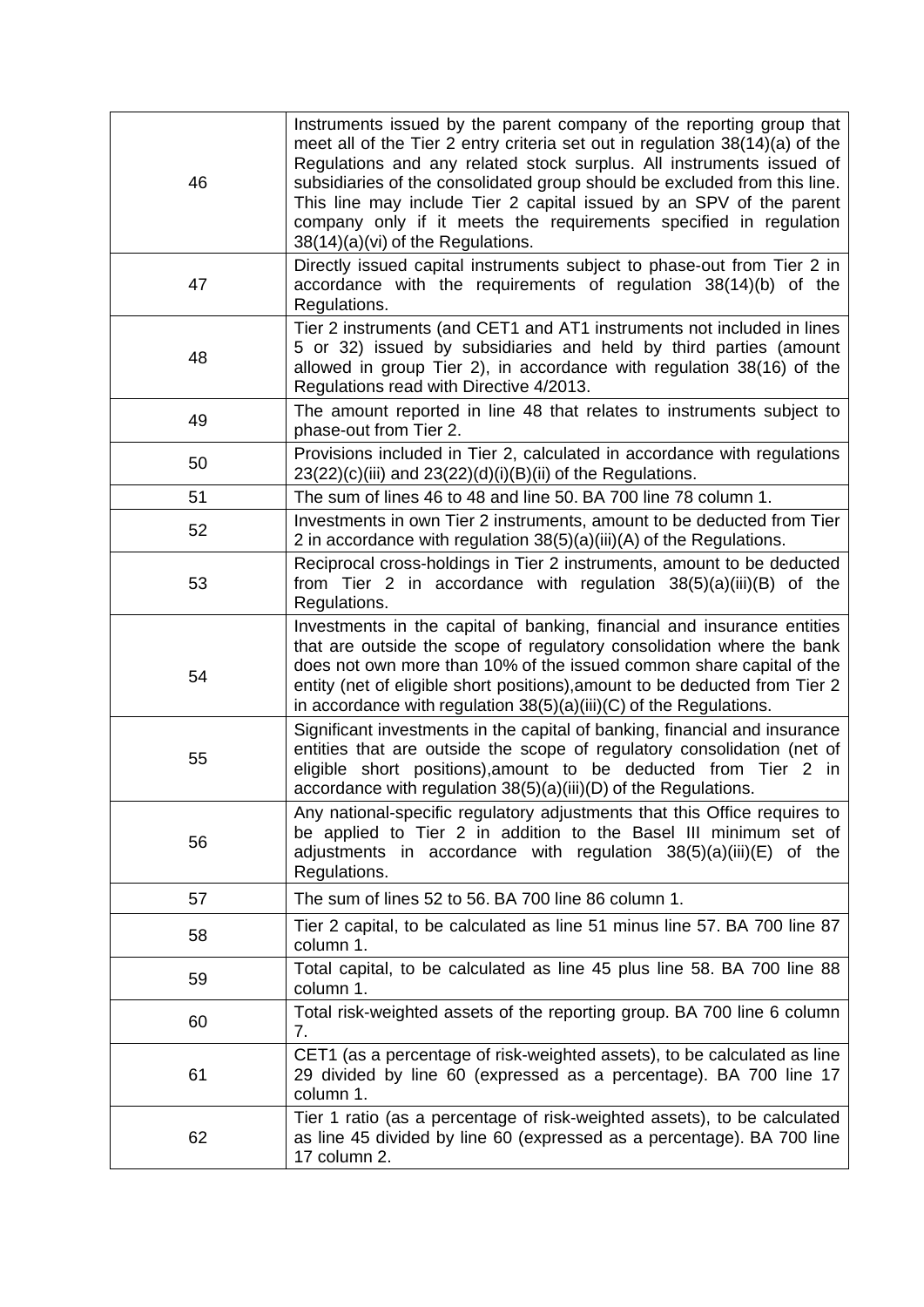| | |
|---|---|
| 46 | Instruments issued by the parent company of the reporting group that meet all of the Tier 2 entry criteria set out in regulation 38(14)(a) of the Regulations and any related stock surplus. All instruments issued of subsidiaries of the consolidated group should be excluded from this line. This line may include Tier 2 capital issued by an SPV of the parent company only if it meets the requirements specified in regulation 38(14)(a)(vi) of the Regulations. |
| 47 | Directly issued capital instruments subject to phase-out from Tier 2 in accordance with the requirements of regulation 38(14)(b) of the Regulations. |
| 48 | Tier 2 instruments (and CET1 and AT1 instruments not included in lines 5 or 32) issued by subsidiaries and held by third parties (amount allowed in group Tier 2), in accordance with regulation 38(16) of the Regulations read with Directive 4/2013. |
| 49 | The amount reported in line 48 that relates to instruments subject to phase-out from Tier 2. |
| 50 | Provisions included in Tier 2, calculated in accordance with regulations 23(22)(c)(iii) and 23(22)(d)(i)(B)(ii) of the Regulations. |
| 51 | The sum of lines 46 to 48 and line 50. BA 700 line 78 column 1. |
| 52 | Investments in own Tier 2 instruments, amount to be deducted from Tier 2 in accordance with regulation 38(5)(a)(iii)(A) of the Regulations. |
| 53 | Reciprocal cross-holdings in Tier 2 instruments, amount to be deducted from Tier 2 in accordance with regulation 38(5)(a)(iii)(B) of the Regulations. |
| 54 | Investments in the capital of banking, financial and insurance entities that are outside the scope of regulatory consolidation where the bank does not own more than 10% of the issued common share capital of the entity (net of eligible short positions),amount to be deducted from Tier 2 in accordance with regulation 38(5)(a)(iii)(C) of the Regulations. |
| 55 | Significant investments in the capital of banking, financial and insurance entities that are outside the scope of regulatory consolidation (net of eligible short positions),amount to be deducted from Tier 2 in accordance with regulation 38(5)(a)(iii)(D) of the Regulations. |
| 56 | Any national-specific regulatory adjustments that this Office requires to be applied to Tier 2 in addition to the Basel III minimum set of adjustments in accordance with regulation 38(5)(a)(iii)(E) of the Regulations. |
| 57 | The sum of lines 52 to 56. BA 700 line 86 column 1. |
| 58 | Tier 2 capital, to be calculated as line 51 minus line 57. BA 700 line 87 column 1. |
| 59 | Total capital, to be calculated as line 45 plus line 58. BA 700 line 88 column 1. |
| 60 | Total risk-weighted assets of the reporting group. BA 700 line 6 column 7. |
| 61 | CET1 (as a percentage of risk-weighted assets), to be calculated as line 29 divided by line 60 (expressed as a percentage). BA 700 line 17 column 1. |
| 62 | Tier 1 ratio (as a percentage of risk-weighted assets), to be calculated as line 45 divided by line 60 (expressed as a percentage). BA 700 line 17 column 2. |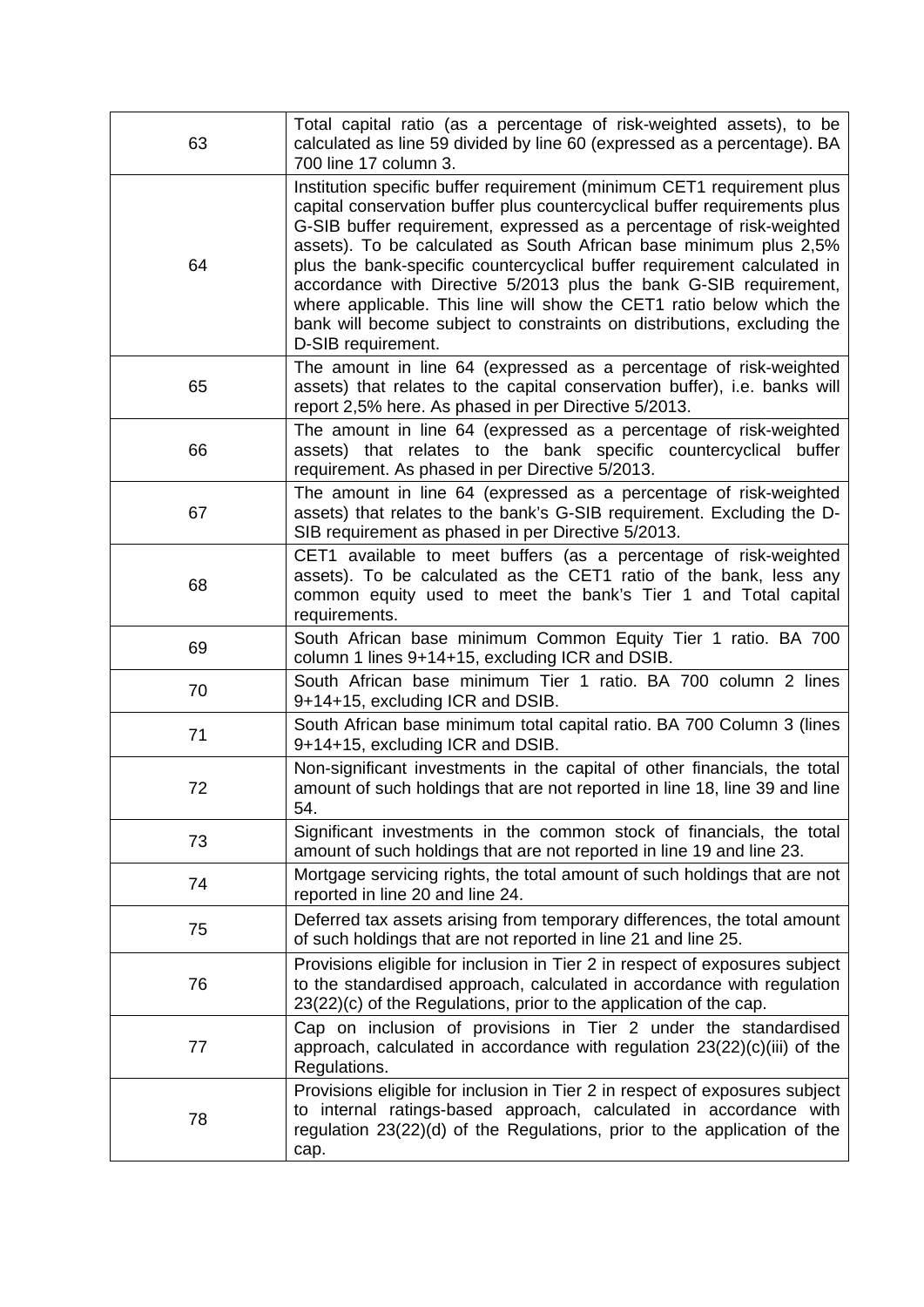| | |
|---|---|
| 63 | Total capital ratio (as a percentage of risk-weighted assets), to be calculated as line 59 divided by line 60 (expressed as a percentage). BA 700 line 17 column 3. |
| 64 | Institution specific buffer requirement (minimum CET1 requirement plus capital conservation buffer plus countercyclical buffer requirements plus G-SIB buffer requirement, expressed as a percentage of risk-weighted assets). To be calculated as South African base minimum plus 2,5% plus the bank-specific countercyclical buffer requirement calculated in accordance with Directive 5/2013 plus the bank G-SIB requirement, where applicable. This line will show the CET1 ratio below which the bank will become subject to constraints on distributions, excluding the D-SIB requirement. |
| 65 | The amount in line 64 (expressed as a percentage of risk-weighted assets) that relates to the capital conservation buffer), i.e. banks will report 2,5% here. As phased in per Directive 5/2013. |
| 66 | The amount in line 64 (expressed as a percentage of risk-weighted assets) that relates to the bank specific countercyclical buffer requirement. As phased in per Directive 5/2013. |
| 67 | The amount in line 64 (expressed as a percentage of risk-weighted assets) that relates to the bank's G-SIB requirement. Excluding the D-SIB requirement as phased in per Directive 5/2013. |
| 68 | CET1 available to meet buffers (as a percentage of risk-weighted assets). To be calculated as the CET1 ratio of the bank, less any common equity used to meet the bank's Tier 1 and Total capital requirements. |
| 69 | South African base minimum Common Equity Tier 1 ratio. BA 700 column 1 lines 9+14+15, excluding ICR and DSIB. |
| 70 | South African base minimum Tier 1 ratio. BA 700 column 2 lines 9+14+15, excluding ICR and DSIB. |
| 71 | South African base minimum total capital ratio. BA 700 Column 3 (lines 9+14+15, excluding ICR and DSIB. |
| 72 | Non-significant investments in the capital of other financials, the total amount of such holdings that are not reported in line 18, line 39 and line 54. |
| 73 | Significant investments in the common stock of financials, the total amount of such holdings that are not reported in line 19 and line 23. |
| 74 | Mortgage servicing rights, the total amount of such holdings that are not reported in line 20 and line 24. |
| 75 | Deferred tax assets arising from temporary differences, the total amount of such holdings that are not reported in line 21 and line 25. |
| 76 | Provisions eligible for inclusion in Tier 2 in respect of exposures subject to the standardised approach, calculated in accordance with regulation 23(22)(c) of the Regulations, prior to the application of the cap. |
| 77 | Cap on inclusion of provisions in Tier 2 under the standardised approach, calculated in accordance with regulation 23(22)(c)(iii) of the Regulations. |
| 78 | Provisions eligible for inclusion in Tier 2 in respect of exposures subject to internal ratings-based approach, calculated in accordance with regulation 23(22)(d) of the Regulations, prior to the application of the cap. |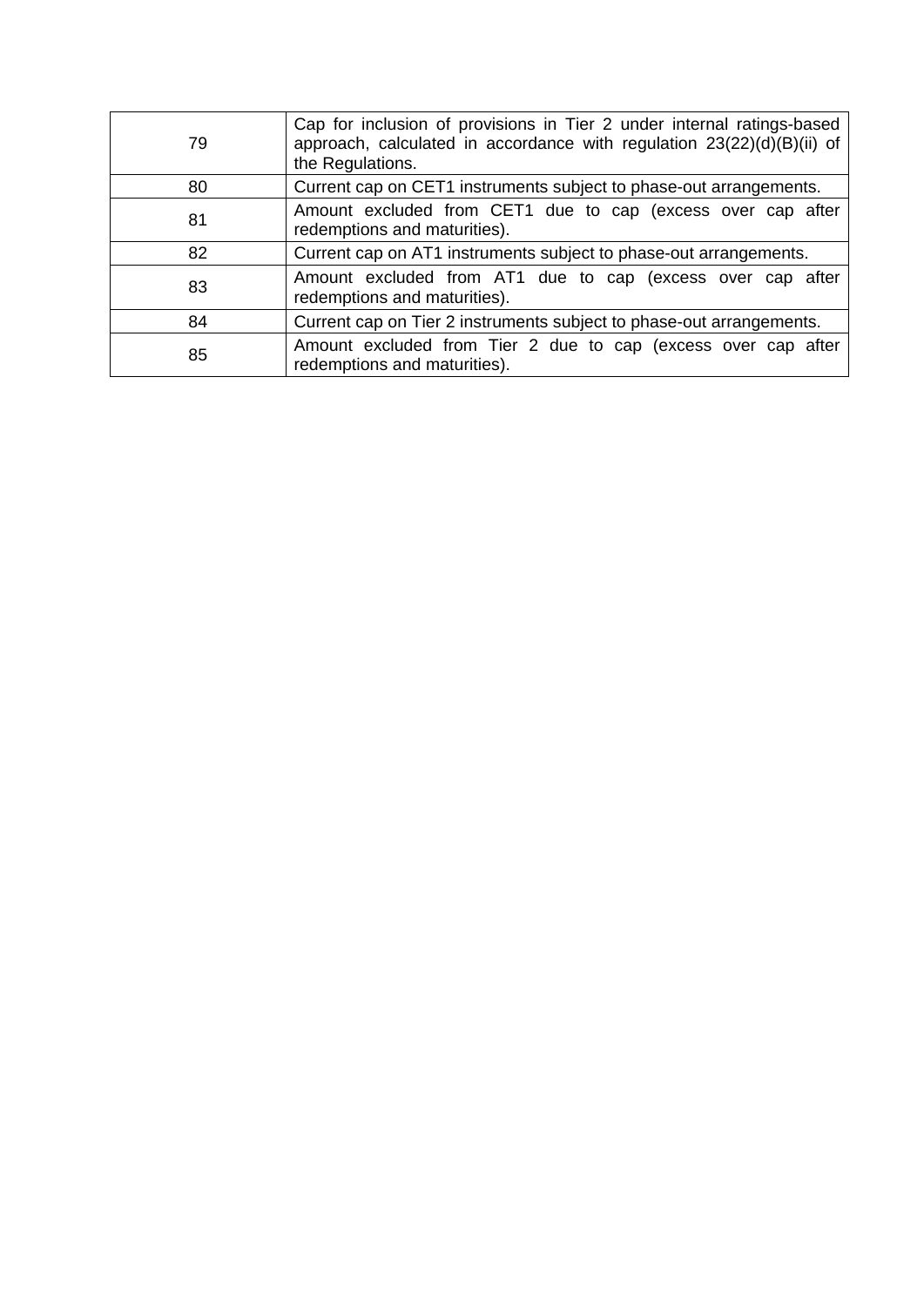| | |
|---|---|
| 79 | Cap for inclusion of provisions in Tier 2 under internal ratings-based approach, calculated in accordance with regulation 23(22)(d)(B)(ii) of the Regulations. |
| 80 | Current cap on CET1 instruments subject to phase-out arrangements. |
| 81 | Amount excluded from CET1 due to cap (excess over cap after redemptions and maturities). |
| 82 | Current cap on AT1 instruments subject to phase-out arrangements. |
| 83 | Amount excluded from AT1 due to cap (excess over cap after redemptions and maturities). |
| 84 | Current cap on Tier 2 instruments subject to phase-out arrangements. |
| 85 | Amount excluded from Tier 2 due to cap (excess over cap after redemptions and maturities). |